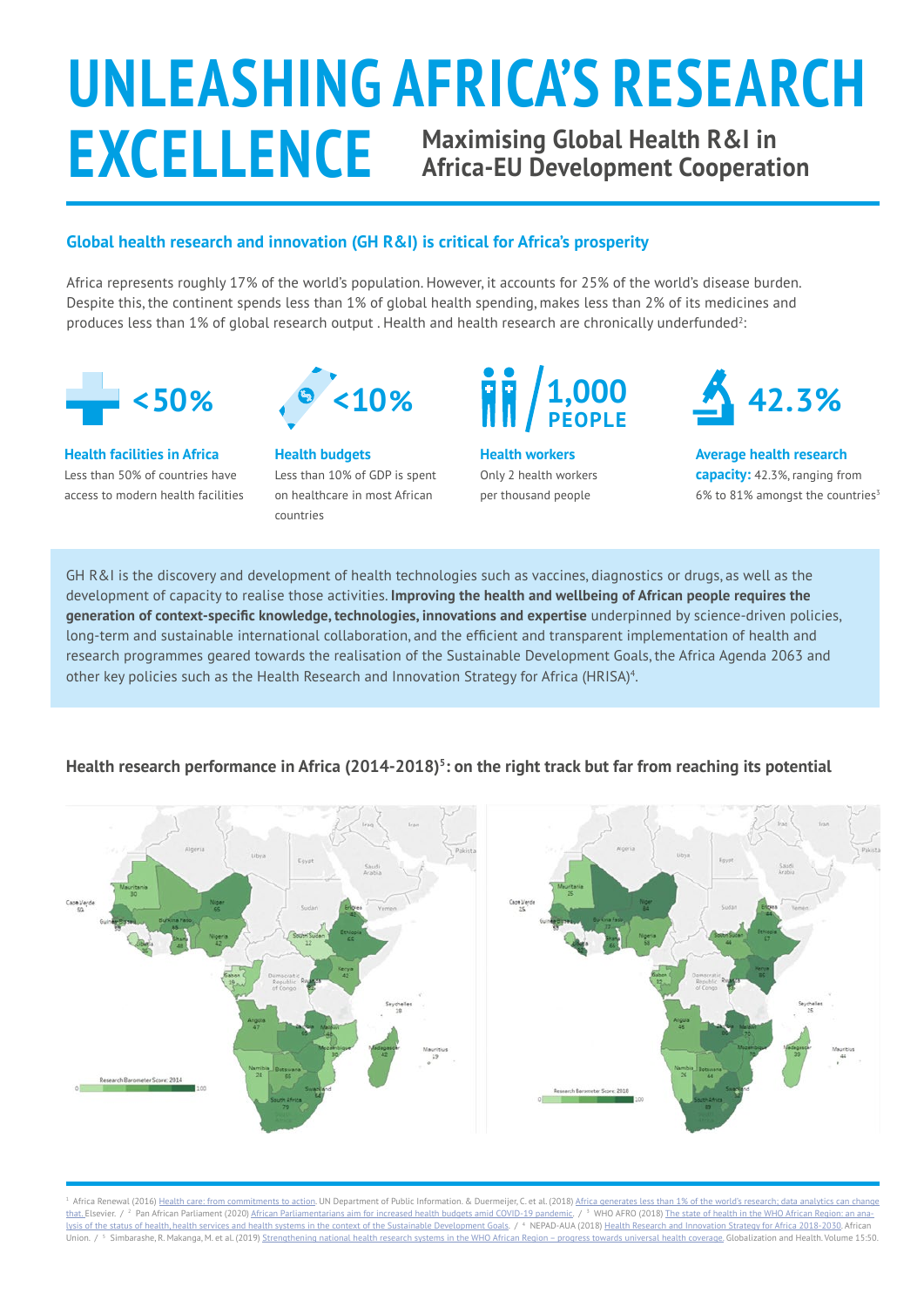# UNLEASHING AFRICA'S RESEARCH EXCELLENCE

## Maximising Global Health R&I in Africa-EU Development Cooperation

### Global health research and innovation (GH R&I) is critical for Africa's prosperity

Africa represents roughly 17% of the world's population. However, it accounts for 25% of the world's disease burden. Despite this, the continent spends less than 1% of global health spending, makes less than 2% of its medicines and produces less than 1% of global research output . Health and health research are chronically underfunded[2]:

**<50%**

**Health facilities in Africa**
Less than 50% of countries have access to modern health facilities

**<10%**

**Health budgets**
Less than 10% of GDP is spent on healthcare in most African countries

**1,000 PEOPLE**

**Health workers**
Only 2 health workers per thousand people

**42.3%**

**Average health research capacity:** 42.3%, ranging from 6% to 81% amongst the countries[3]

GH R&I is the discovery and development of health technologies such as vaccines, diagnostics or drugs, as well as the development of capacity to realise those activities. **Improving the health and wellbeing of African people requires the generation of context-specific knowledge, technologies, innovations and expertise** underpinned by science-driven policies, long-term and sustainable international collaboration, and the efficient and transparent implementation of health and research programmes geared towards the realisation of the Sustainable Development Goals, the Africa Agenda 2063 and other key policies such as the Health Research and Innovation Strategy for Africa (HRISA)[4].

### Health research performance in Africa (2014-2018)[5]: on the right track but far from reaching its potential

Research Barometer Score: 2014

Research Barometer Score: 2018

---

[1] Africa Renewal (2016) Health care: from commitments to action. UN Department of Public Information. & Duermeijer, C. et al. (2018) Africa generates less than 1% of the world's research; data analytics can change that. Elsevier. / [2] Pan African Parliament (2020) African Parliamentarians aim for increased health budgets amid COVID-19 pandemic. / [3] WHO AFRO (2018) The state of health in the WHO African Region: an analysis of the status of health, health services and health systems in the context of the Sustainable Development Goals. / [4] NEPAD-AUA (2018) Health Research and Innovation Strategy for Africa 2018-2030. African Union. / [5] Simbarashe, R. Makanga, M. et al. (2019) Strengthening national health research systems in the WHO African Region – progress towards universal health coverage. Globalization and Health. Volume 15:50.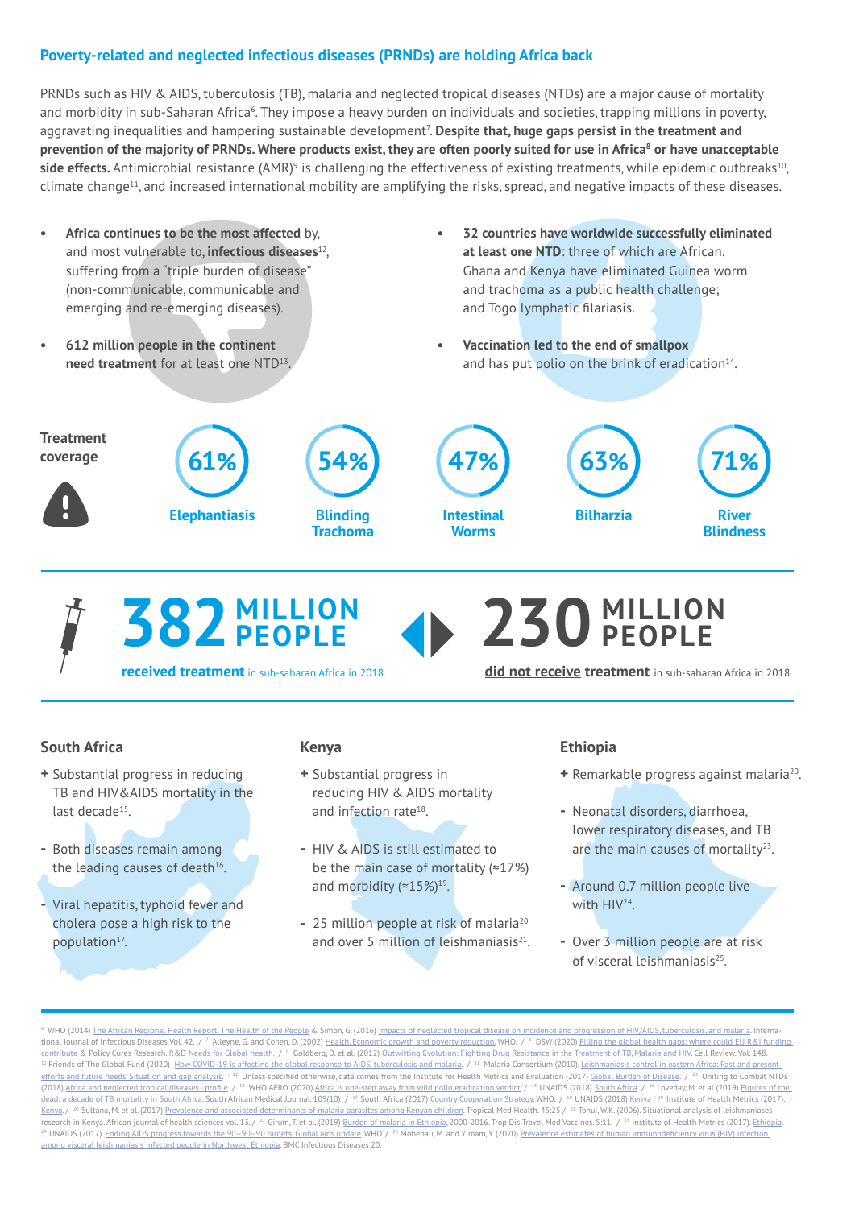## Poverty-related and neglected infectious diseases (PRNDs) are holding Africa back

PRNDs such as HIV & AIDS, tuberculosis (TB), malaria and neglected tropical diseases (NTDs) are a major cause of mortality and morbidity in sub-Saharan Africa[6]. They impose a heavy burden on individuals and societies, trapping millions in poverty, aggravating inequalities and hampering sustainable development[7]. **Despite that, huge gaps persist in the treatment and prevention of the majority of PRNDs. Where products exist, they are often poorly suited for use in Africa[8] or have unacceptable side effects.** Antimicrobial resistance (AMR)[9] is challenging the effectiveness of existing treatments, while epidemic outbreaks[10], climate change[11], and increased international mobility are amplifying the risks, spread, and negative impacts of these diseases.

- **Africa continues to be the most affected** by, and most vulnerable to, **infectious diseases**[12], suffering from a "triple burden of disease" (non-communicable, communicable and emerging and re-emerging diseases).
- **612 million people in the continent need treatment** for at least one NTD[13].
- **32 countries have worldwide successfully eliminated at least one NTD**: three of which are African. Ghana and Kenya have eliminated Guinea worm and trachoma as a public health challenge; and Togo lymphatic filariasis.
- **Vaccination led to the end of smallpox** and has put polio on the brink of eradication[14].

**Treatment coverage**

| 61% | 54% | 47% | 63% | 71% |
|---|---|---|---|---|
| Elephantiasis | Blinding Trachoma | Intestinal Worms | Bilharzia | River Blindness |

**382 MILLION PEOPLE received treatment** in sub-saharan Africa in 2018

**230 MILLION PEOPLE did not receive treatment** in sub-saharan Africa in 2018

### South Africa

+ Substantial progress in reducing TB and HIV&AIDS mortality in the last decade[15].
- Both diseases remain among the leading causes of death[16].
- Viral hepatitis, typhoid fever and cholera pose a high risk to the population[17].

### Kenya

+ Substantial progress in reducing HIV & AIDS mortality and infection rate[18].
- HIV & AIDS is still estimated to be the main case of mortality (≈17%) and morbidity (≈15%)[19].
- 25 million people at risk of malaria[20] and over 5 million of leishmaniasis[21].

### Ethiopia

+ Remarkable progress against malaria[20].
- Neonatal disorders, diarrhoea, lower respiratory diseases, and TB are the main causes of mortality[23].
- Around 0.7 million people live with HIV[24].
- Over 3 million people are at risk of visceral leishmaniasis[25].

---

[6] WHO (2014) The African Regional Health Report: The Health of the People & Simon, G. (2016) Impacts of neglected tropical disease on incidence and progression of HIV/AIDS, tuberculosis, and malaria. International Journal of Infectious Diseases Vol. 42. / [7] Alleyne, G. and Cohen, D. (2002) Health, Economic growth and poverty reduction. WHO. / [8] DSW (2020) Filling the global health gaps: where could EU R&I funding contribute & Policy Cures Research. R&D Needs for Global health. / [9] Goldberg, D. et al. (2012) Outwitting Evolution: Fighting Drug Resistance in the Treatment of TB, Malaria and HIV. Cell Review. Vol. 148. [10] Friends of The Global Fund (2020) How COVID-19 is affecting the global response to AIDS, tuberculosis and malaria. / [11] Malaria Consortium (2010). Leishmaniasis control in eastern Africa: Past and present efforts and future needs. Situation and gap analysis. / [12] Unless specified otherwise, data comes from the Institute for Health Metrics and Evaluation (2017) Global Burden of Disease. / [13] Uniting to Combat NTDs (2018) Africa and neglected tropical diseases - profile / [14] WHO AFRO (2020) Africa is one-step away from wild polio eradication verdict / [15] UNAIDS (2018) South Africa / [16] Loveday, M. et al (2019) Figures of the dead: a decade of TB mortality in South Africa. South African Medical Journal. 109(10) / [17] South Africa (2017) Country Cooperation Strategy. WHO. / [18] UNAIDS (2018) Kenya / [19] Institute of Health Metrics (2017). Kenya. / [20] Sultana, M. et al. (2017) Prevalence and associated determinants of malaria parasites among Kenyan children. Tropical Med Health. 45:25 / [21] Tonui, W.K. (2006). Situational analysis of leishmaniases research in Kenya. African journal of health sciences vol. 13. / [22] Girum, T. et al. (2019) Burden of malaria in Ethiopia, 2000-2016. Trop Dis Travel Med Vaccines. 5:11. / [23] Institute of Health Metrics (2017). Ethiopia. [24] UNAIDS (2017). Ending AIDS progress towards the 90–90–90 targets. Global aids update. WHO. / [25] Mohebali, M. and Yimam, Y. (2020) Prevalence estimates of human immunodeficiency virus (HIV) infection among visceral leishmaniasis infected people in Northwest Ethiopia. BMC Infectious Diseases 20.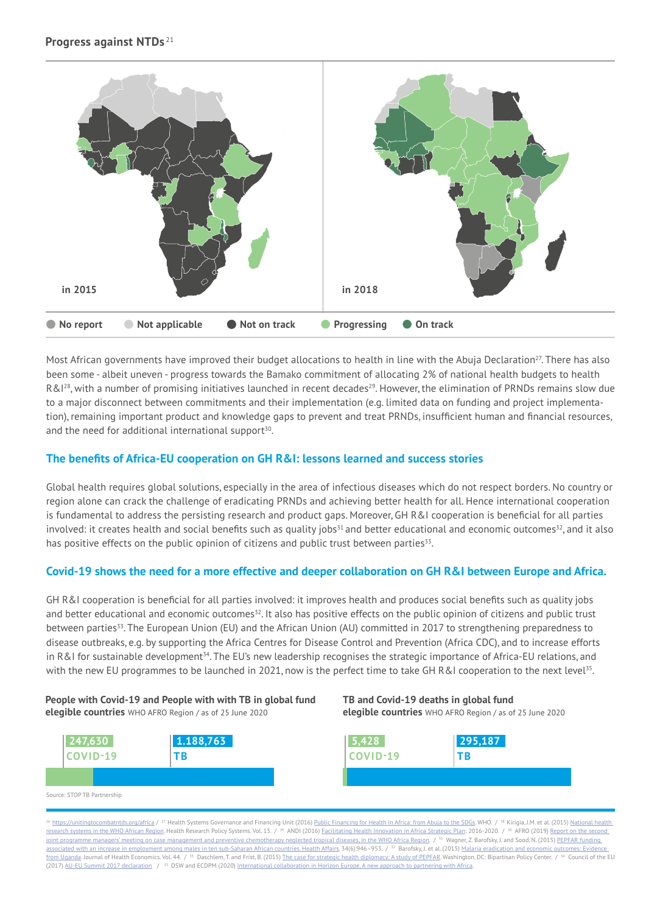**Progress against NTDs**[21]

in 2015

in 2018

No report · Not applicable · Not on track · Progressing · On track

Most African governments have improved their budget allocations to health in line with the Abuja Declaration[27]. There has also been some - albeit uneven - progress towards the Bamako commitment of allocating 2% of national health budgets to health R&I[28], with a number of promising initiatives launched in recent decades[29]. However, the elimination of PRNDs remains slow due to a major disconnect between commitments and their implementation (e.g. limited data on funding and project implementation), remaining important product and knowledge gaps to prevent and treat PRNDs, insufficient human and financial resources, and the need for additional international support[30].

## The benefits of Africa-EU cooperation on GH R&I: lessons learned and success stories

Global health requires global solutions, especially in the area of infectious diseases which do not respect borders. No country or region alone can crack the challenge of eradicating PRNDs and achieving better health for all. Hence international cooperation is fundamental to address the persisting research and product gaps. Moreover, GH R&I cooperation is beneficial for all parties involved: it creates health and social benefits such as quality jobs[31] and better educational and economic outcomes[32], and it also has positive effects on the public opinion of citizens and public trust between parties[33].

## Covid-19 shows the need for a more effective and deeper collaboration on GH R&I between Europe and Africa.

GH R&I cooperation is beneficial for all parties involved: it improves health and produces social benefits such as quality jobs and better educational and economic outcomes[32]. It also has positive effects on the public opinion of citizens and public trust between parties[33]. The European Union (EU) and the African Union (AU) committed in 2017 to strengthening preparedness to disease outbreaks, e.g. by supporting the Africa Centres for Disease Control and Prevention (Africa CDC), and to increase efforts in R&I for sustainable development[34]. The EU's new leadership recognises the strategic importance of Africa-EU relations, and with the new EU programmes to be launched in 2021, now is the perfect time to take GH R&I cooperation to the next level[35].

**People with Covid-19 and People with with TB in global fund elegible countries** WHO AFRO Region / as of 25 June 2020

| COVID-19 | TB |
| --- | --- |
| 247,630 | 1.188,763 |

**TB and Covid-19 deaths in global fund elegible countries** WHO AFRO Region / as of 25 June 2020

| COVID-19 | TB |
| --- | --- |
| 5,428 | 295,187 |

Source: STOP TB Partnership

[26] https://unitingtocombatntds.org/africa / [27] Health Systems Governance and Financing Unit (2016) Public Financing for Health in Africa: from Abuja to the SDGs. WHO. / [28] Kirigia, J.M. et al. (2015) National health research systems in the WHO African Region. Health Research Policy Systems. Vol. 13. / [29] ANDI (2016) Facilitating Health Innovation in Africa Strategic Plan: 2016-2020. / [30] AFRO (2019) Report on the second joint programme managers' meeting on case management and preventive chemotherapy neglected tropical diseases, in the WHO Africa Region. / [31] Wagner, Z. Barofsky, J. and Sood, N. (2015) PEPFAR funding associated with an increase in employment among males in ten sub-Saharan African countries. Health Affairs. 34(6):946–953. / [32] Barofsky, J. et al. (2015) Malaria eradication and economic outcomes: Evidence from Uganda. Journal of Health Economics. Vol. 44. / [33] Daschlem, T. and Frist, B. (2015) The case for strategic health diplomacy: A study of PEPFAR. Washington, DC: Bipartisan Policy Center. / [34] Council of the EU (2017) AU-EU Summit 2017 declaration / [35] DSW and ECDPM (2020) International collaboration in Horizon Europe. A new approach to partnering with Africa.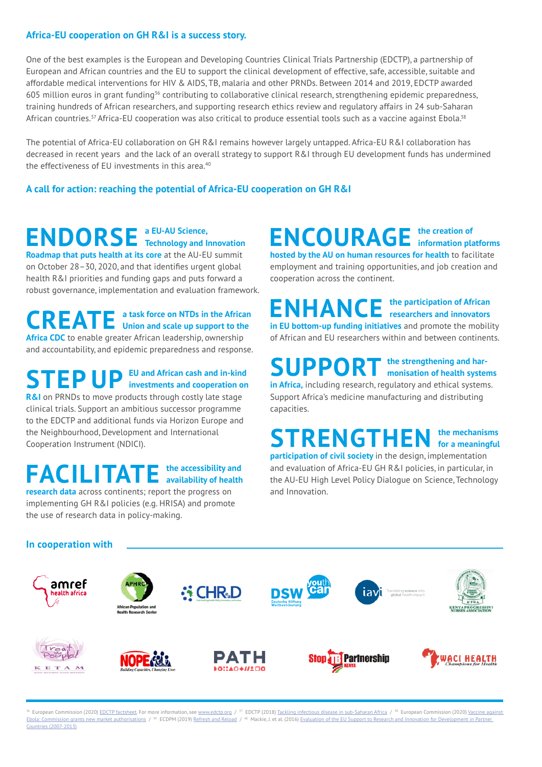## Africa-EU cooperation on GH R&I is a success story.

One of the best examples is the European and Developing Countries Clinical Trials Partnership (EDCTP), a partnership of European and African countries and the EU to support the clinical development of effective, safe, accessible, suitable and affordable medical interventions for HIV & AIDS, TB, malaria and other PRNDs. Between 2014 and 2019, EDCTP awarded 605 million euros in grant funding[36] contributing to collaborative clinical research, strengthening epidemic preparedness, training hundreds of African researchers, and supporting research ethics review and regulatory affairs in 24 sub-Saharan African countries.[37] Africa-EU cooperation was also critical to produce essential tools such as a vaccine against Ebola.[38]

The potential of Africa-EU collaboration on GH R&I remains however largely untapped. Africa-EU R&I collaboration has decreased in recent years and the lack of an overall strategy to support R&I through EU development funds has undermined the effectiveness of EU investments in this area.[40]

## A call for action: reaching the potential of Africa-EU cooperation on GH R&I

**ENDORSE a EU-AU Science, Technology and Innovation Roadmap that puts health at its core** at the AU-EU summit on October 28–30, 2020, and that identifies urgent global health R&I priorities and funding gaps and puts forward a robust governance, implementation and evaluation framework.

**CREATE a task force on NTDs in the African Union and scale up support to the Africa CDC** to enable greater African leadership, ownership and accountability, and epidemic preparedness and response.

**STEP UP EU and African cash and in-kind investments and cooperation on R&I** on PRNDs to move products through costly late stage clinical trials. Support an ambitious successor programme to the EDCTP and additional funds via Horizon Europe and the Neighbourhood, Development and International Cooperation Instrument (NDICI).

**FACILITATE the accessibility and availability of health research data** across continents; report the progress on implementing GH R&I policies (e.g. HRISA) and promote the use of research data in policy-making.

**ENCOURAGE the creation of information platforms hosted by the AU on human resources for health** to facilitate employment and training opportunities, and job creation and cooperation across the continent.

**ENHANCE the participation of African researchers and innovators in EU bottom-up funding initiatives** and promote the mobility of African and EU researchers within and between continents.

**SUPPORT the strengthening and harmonisation of health systems in Africa,** including research, regulatory and ethical systems. Support Africa's medicine manufacturing and distributing capacities.

**STRENGTHEN the mechanisms for a meaningful participation of civil society** in the design, implementation and evaluation of Africa-EU GH R&I policies, in particular, in the AU-EU High Level Policy Dialogue on Science, Technology and Innovation.

### In cooperation with

amref health africa · APHRC African Population and Health Research Center · CHReD · DSW Deutsche Stiftung Weltbevölkerung · youth can · iavi · KPNA Kenya Progressive Nurses Association · Treat the People! KETAM · NOPE · PATH · Stop TB Partnership Kenya · WACI HEALTH Champions for Health

[36] European Commission (2020) EDCTP factsheet. For more information, see www.edctp.org / [37] EDCTP (2018) Tackling infectious disease in sub-Saharan Africa / [38] European Commission (2020) Vaccine against Ebola: Commission grants new market authorisations / [39] ECDPM (2019) Refresh and Reload / [40] Mackie, J. et al. (2016) Evaluation of the EU Support to Research and Innovation for Development in Partner Countries (2007-2013)